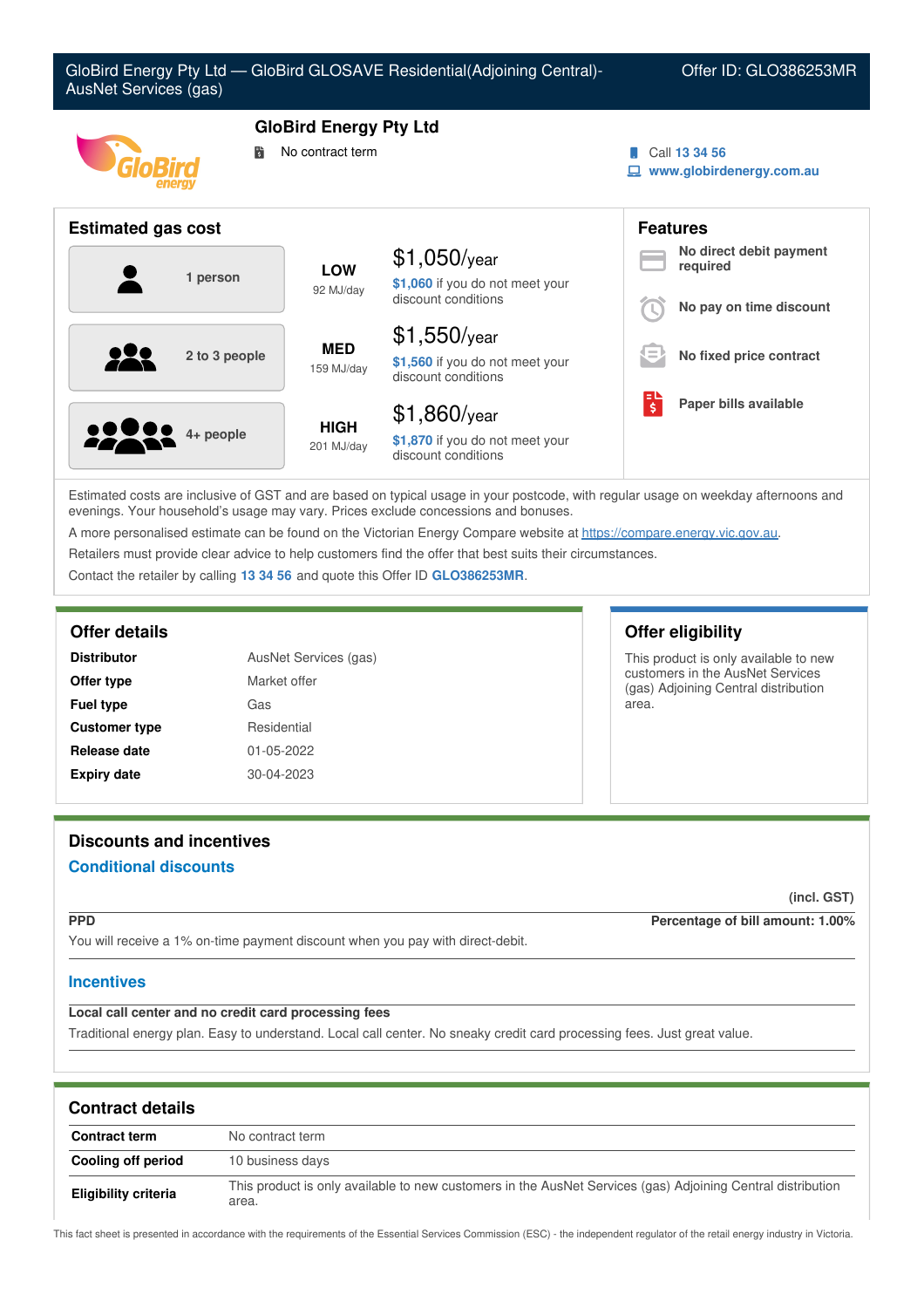GloBird Energy Pty Ltd — GloBird GLOSAVE Residential(Adjoining Central)-AusNet Services (gas)

Offer ID: GLO386253MR

# GloBird Energy Pty Ltd

No contract term

Call 13 34 56

www.globirdenergy.com.au

## Estimated gas cost

| Household | Usage | Cost |
| --- | --- | --- |
| 1 person | LOW 92 MJ/day | $1,050/year<br>$1,060 if you do not meet your discount conditions |
| 2 to 3 people | MED 159 MJ/day | $1,550/year<br>$1,560 if you do not meet your discount conditions |
| 4+ people | HIGH 201 MJ/day | $1,860/year<br>$1,870 if you do not meet your discount conditions |

## Features

- **No direct debit payment required**
- **No pay on time discount**
- **No fixed price contract**
- **Paper bills available**

Estimated costs are inclusive of GST and are based on typical usage in your postcode, with regular usage on weekday afternoons and evenings. Your household's usage may vary. Prices exclude concessions and bonuses.

A more personalised estimate can be found on the Victorian Energy Compare website at https://compare.energy.vic.gov.au.

Retailers must provide clear advice to help customers find the offer that best suits their circumstances.

Contact the retailer by calling **13 34 56** and quote this Offer ID **GLO386253MR**.

## Offer details

| | |
| --- | --- |
| **Distributor** | AusNet Services (gas) |
| **Offer type** | Market offer |
| **Fuel type** | Gas |
| **Customer type** | Residential |
| **Release date** | 01-05-2022 |
| **Expiry date** | 30-04-2023 |

## Offer eligibility

This product is only available to new customers in the AusNet Services (gas) Adjoining Central distribution area.

## Discounts and incentives

### Conditional discounts

(incl. GST)

**PPD** — **Percentage of bill amount: 1.00%**

You will receive a 1% on-time payment discount when you pay with direct-debit.

### Incentives

**Local call center and no credit card processing fees**

Traditional energy plan. Easy to understand. Local call center. No sneaky credit card processing fees. Just great value.

## Contract details

| | |
| --- | --- |
| **Contract term** | No contract term |
| **Cooling off period** | 10 business days |
| **Eligibility criteria** | This product is only available to new customers in the AusNet Services (gas) Adjoining Central distribution area. |

This fact sheet is presented in accordance with the requirements of the Essential Services Commission (ESC) - the independent regulator of the retail energy industry in Victoria.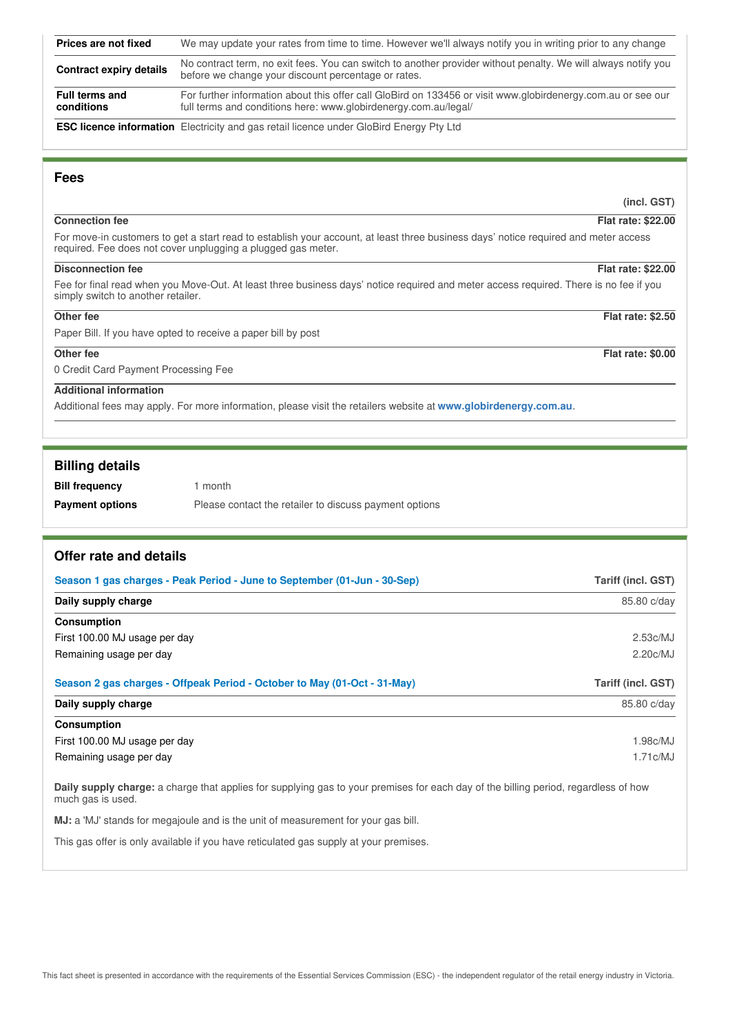| | |
|---|---|
| **Prices are not fixed** | We may update your rates from time to time. However we'll always notify you in writing prior to any change |
| **Contract expiry details** | No contract term, no exit fees. You can switch to another provider without penalty. We will always notify you before we change your discount percentage or rates. |
| **Full terms and conditions** | For further information about this offer call GloBird on 133456 or visit www.globirdenergy.com.au or see our full terms and conditions here: www.globirdenergy.com.au/legal/ |
| **ESC licence information** | Electricity and gas retail licence under GloBird Energy Pty Ltd |

## Fees

| | (incl. GST) |
|---|---|
| **Connection fee** | **Flat rate: $22.00** |

For move-in customers to get a start read to establish your account, at least three business days' notice required and meter access required. Fee does not cover unplugging a plugged gas meter.

| | |
|---|---|
| **Disconnection fee** | **Flat rate: $22.00** |

Fee for final read when you Move-Out. At least three business days' notice required and meter access required. There is no fee if you simply switch to another retailer.

| | |
|---|---|
| **Other fee** | **Flat rate: $2.50** |

Paper Bill. If you have opted to receive a paper bill by post

| | |
|---|---|
| **Other fee** | **Flat rate: $0.00** |

0 Credit Card Payment Processing Fee

**Additional information**

Additional fees may apply. For more information, please visit the retailers website at **www.globirdenergy.com.au**.

## Billing details

| | |
|---|---|
| **Bill frequency** | 1 month |
| **Payment options** | Please contact the retailer to discuss payment options |

## Offer rate and details

| Season 1 gas charges - Peak Period - June to September (01-Jun - 30-Sep) | Tariff (incl. GST) |
|---|---|
| **Daily supply charge** | 85.80 c/day |
| **Consumption** | |
| First 100.00 MJ usage per day | 2.53c/MJ |
| Remaining usage per day | 2.20c/MJ |

| Season 2 gas charges - Offpeak Period - October to May (01-Oct - 31-May) | Tariff (incl. GST) |
|---|---|
| **Daily supply charge** | 85.80 c/day |
| **Consumption** | |
| First 100.00 MJ usage per day | 1.98c/MJ |
| Remaining usage per day | 1.71c/MJ |

**Daily supply charge:** a charge that applies for supplying gas to your premises for each day of the billing period, regardless of how much gas is used.

**MJ:** a 'MJ' stands for megajoule and is the unit of measurement for your gas bill.

This gas offer is only available if you have reticulated gas supply at your premises.

This fact sheet is presented in accordance with the requirements of the Essential Services Commission (ESC) - the independent regulator of the retail energy industry in Victoria.